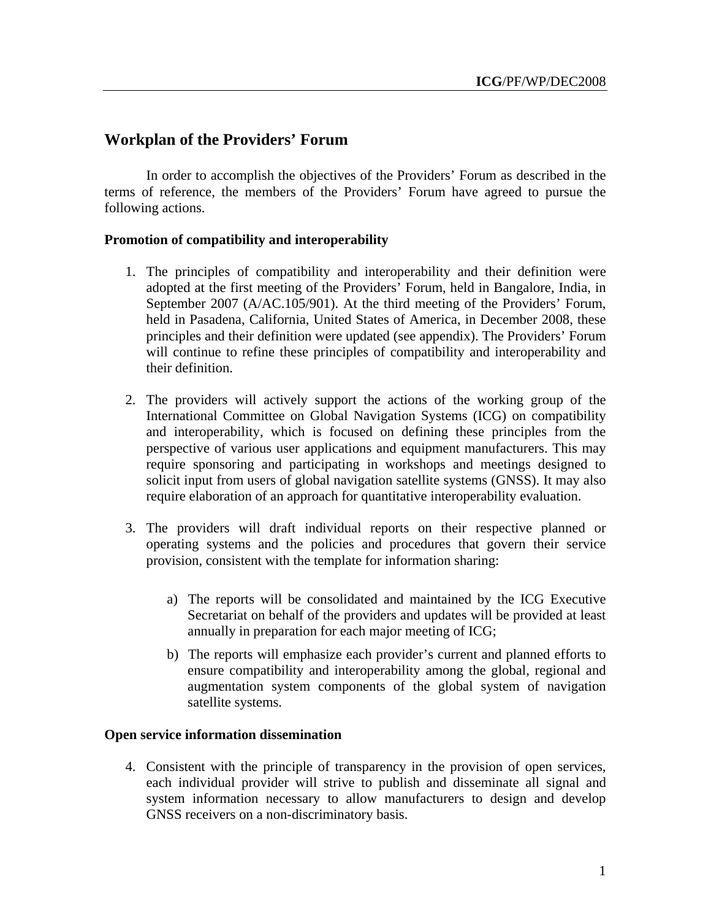# Workplan of the Providers' Forum

In order to accomplish the objectives of the Providers' Forum as described in the terms of reference, the members of the Providers' Forum have agreed to pursue the following actions.

**Promotion of compatibility and interoperability**

1. The principles of compatibility and interoperability and their definition were adopted at the first meeting of the Providers' Forum, held in Bangalore, India, in September 2007 (A/AC.105/901). At the third meeting of the Providers' Forum, held in Pasadena, California, United States of America, in December 2008, these principles and their definition were updated (see appendix). The Providers' Forum will continue to refine these principles of compatibility and interoperability and their definition.

2. The providers will actively support the actions of the working group of the International Committee on Global Navigation Systems (ICG) on compatibility and interoperability, which is focused on defining these principles from the perspective of various user applications and equipment manufacturers. This may require sponsoring and participating in workshops and meetings designed to solicit input from users of global navigation satellite systems (GNSS). It may also require elaboration of an approach for quantitative interoperability evaluation.

3. The providers will draft individual reports on their respective planned or operating systems and the policies and procedures that govern their service provision, consistent with the template for information sharing:

    a) The reports will be consolidated and maintained by the ICG Executive Secretariat on behalf of the providers and updates will be provided at least annually in preparation for each major meeting of ICG;

    b) The reports will emphasize each provider's current and planned efforts to ensure compatibility and interoperability among the global, regional and augmentation system components of the global system of navigation satellite systems.

**Open service information dissemination**

4. Consistent with the principle of transparency in the provision of open services, each individual provider will strive to publish and disseminate all signal and system information necessary to allow manufacturers to design and develop GNSS receivers on a non-discriminatory basis.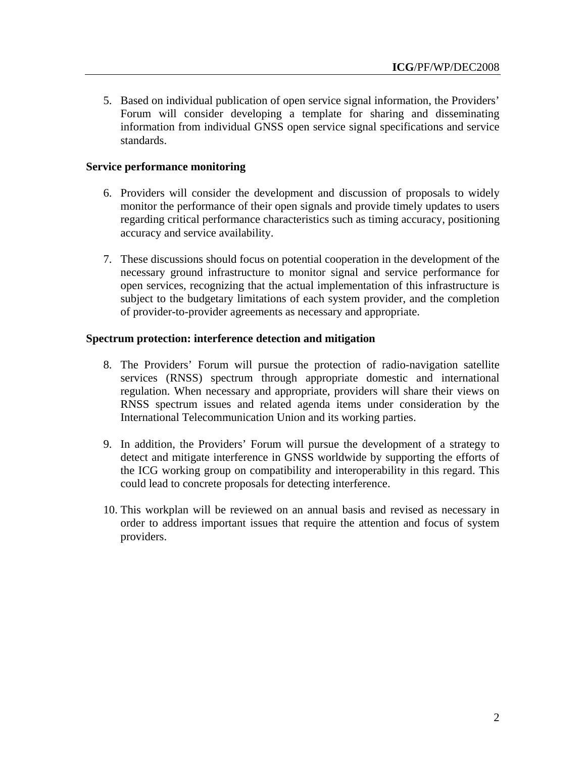5. Based on individual publication of open service signal information, the Providers' Forum will consider developing a template for sharing and disseminating information from individual GNSS open service signal specifications and service standards.

**Service performance monitoring**

6. Providers will consider the development and discussion of proposals to widely monitor the performance of their open signals and provide timely updates to users regarding critical performance characteristics such as timing accuracy, positioning accuracy and service availability.

7. These discussions should focus on potential cooperation in the development of the necessary ground infrastructure to monitor signal and service performance for open services, recognizing that the actual implementation of this infrastructure is subject to the budgetary limitations of each system provider, and the completion of provider-to-provider agreements as necessary and appropriate.

**Spectrum protection: interference detection and mitigation**

8. The Providers' Forum will pursue the protection of radio-navigation satellite services (RNSS) spectrum through appropriate domestic and international regulation. When necessary and appropriate, providers will share their views on RNSS spectrum issues and related agenda items under consideration by the International Telecommunication Union and its working parties.

9. In addition, the Providers' Forum will pursue the development of a strategy to detect and mitigate interference in GNSS worldwide by supporting the efforts of the ICG working group on compatibility and interoperability in this regard. This could lead to concrete proposals for detecting interference.

10. This workplan will be reviewed on an annual basis and revised as necessary in order to address important issues that require the attention and focus of system providers.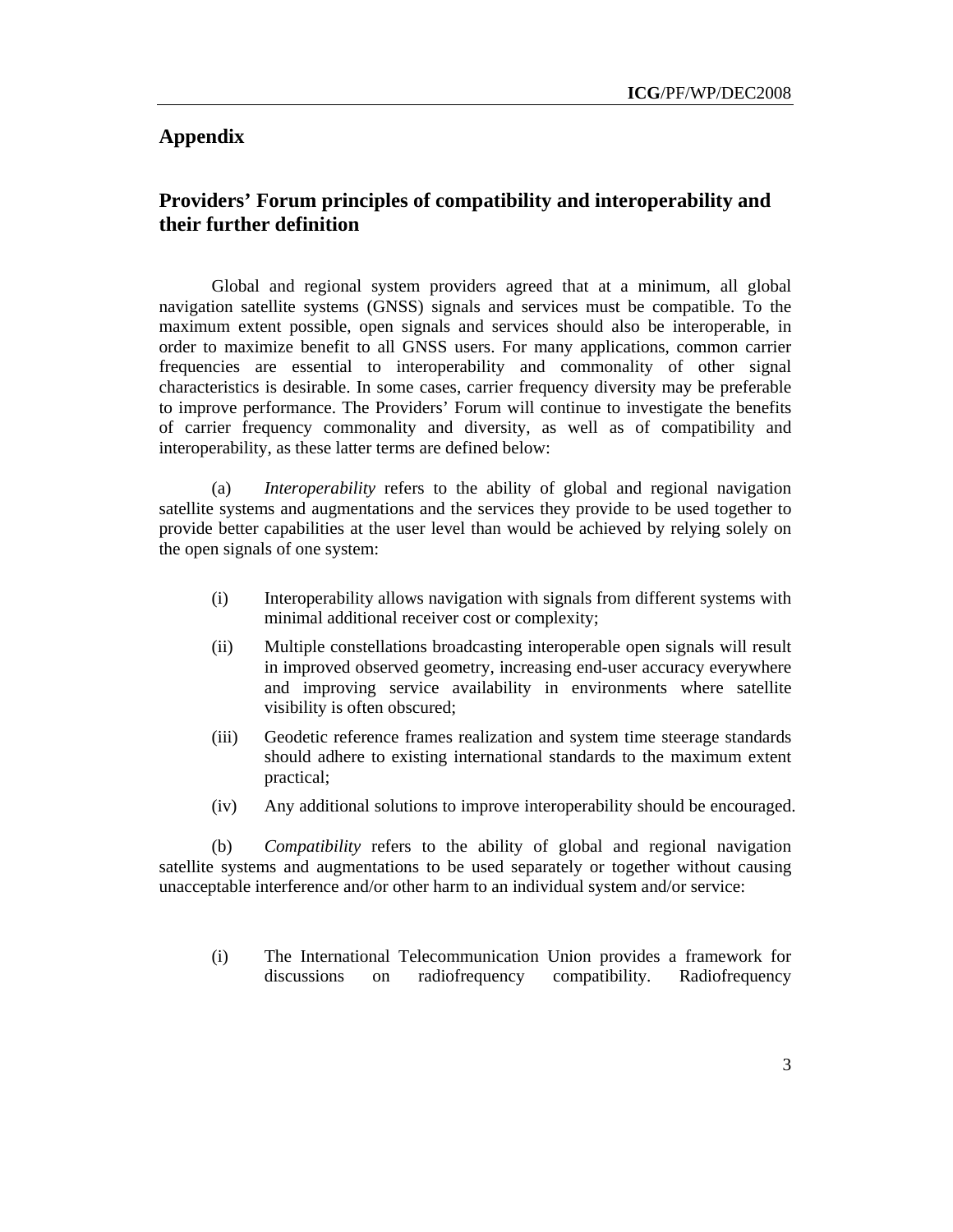## Appendix

## Providers' Forum principles of compatibility and interoperability and their further definition

Global and regional system providers agreed that at a minimum, all global navigation satellite systems (GNSS) signals and services must be compatible. To the maximum extent possible, open signals and services should also be interoperable, in order to maximize benefit to all GNSS users. For many applications, common carrier frequencies are essential to interoperability and commonality of other signal characteristics is desirable. In some cases, carrier frequency diversity may be preferable to improve performance. The Providers' Forum will continue to investigate the benefits of carrier frequency commonality and diversity, as well as of compatibility and interoperability, as these latter terms are defined below:

(a) *Interoperability* refers to the ability of global and regional navigation satellite systems and augmentations and the services they provide to be used together to provide better capabilities at the user level than would be achieved by relying solely on the open signals of one system:

(i) Interoperability allows navigation with signals from different systems with minimal additional receiver cost or complexity;

(ii) Multiple constellations broadcasting interoperable open signals will result in improved observed geometry, increasing end-user accuracy everywhere and improving service availability in environments where satellite visibility is often obscured;

(iii) Geodetic reference frames realization and system time steerage standards should adhere to existing international standards to the maximum extent practical;

(iv) Any additional solutions to improve interoperability should be encouraged.

(b) *Compatibility* refers to the ability of global and regional navigation satellite systems and augmentations to be used separately or together without causing unacceptable interference and/or other harm to an individual system and/or service:

(i) The International Telecommunication Union provides a framework for discussions on radiofrequency compatibility. Radiofrequency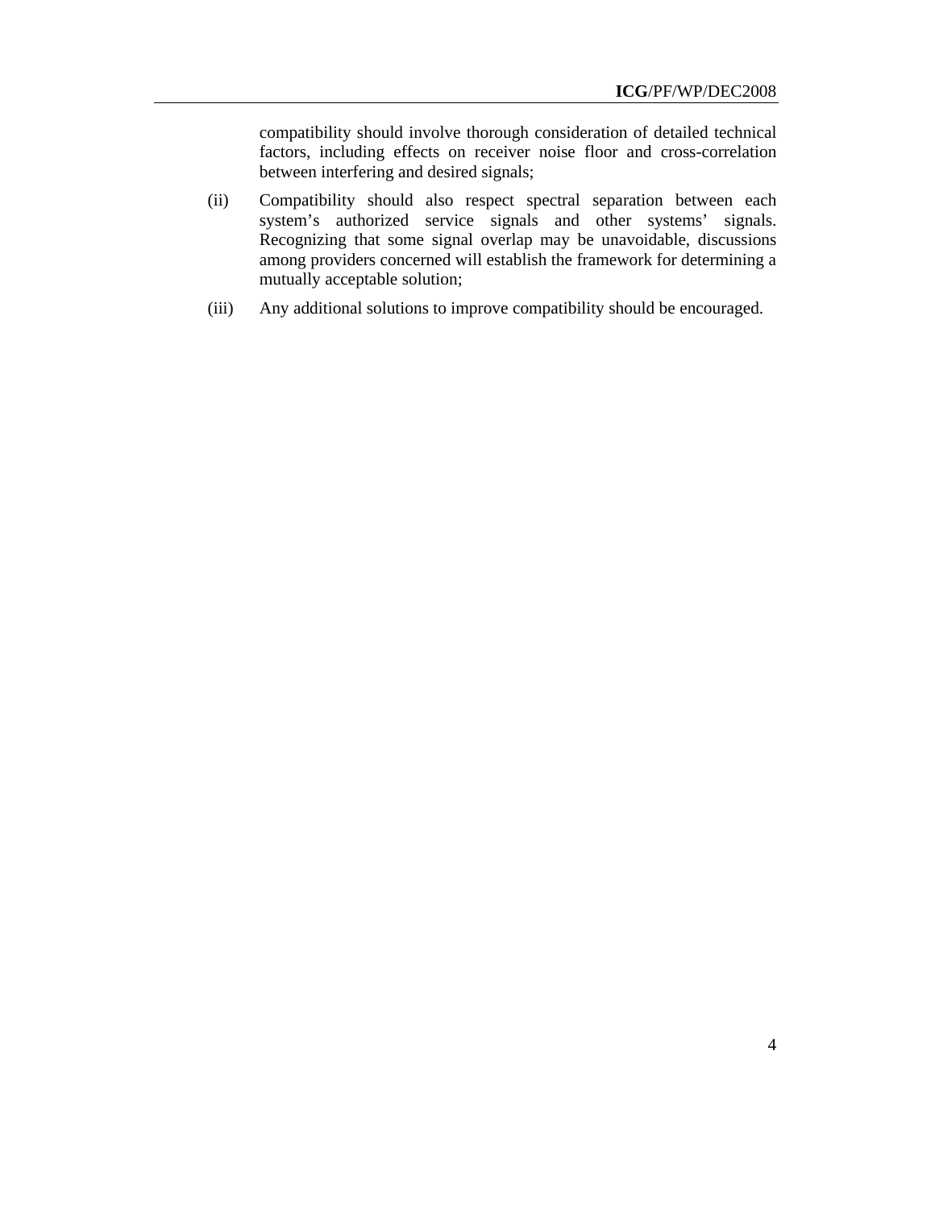compatibility should involve thorough consideration of detailed technical factors, including effects on receiver noise floor and cross-correlation between interfering and desired signals;

(ii) Compatibility should also respect spectral separation between each system's authorized service signals and other systems' signals. Recognizing that some signal overlap may be unavoidable, discussions among providers concerned will establish the framework for determining a mutually acceptable solution;

(iii) Any additional solutions to improve compatibility should be encouraged.